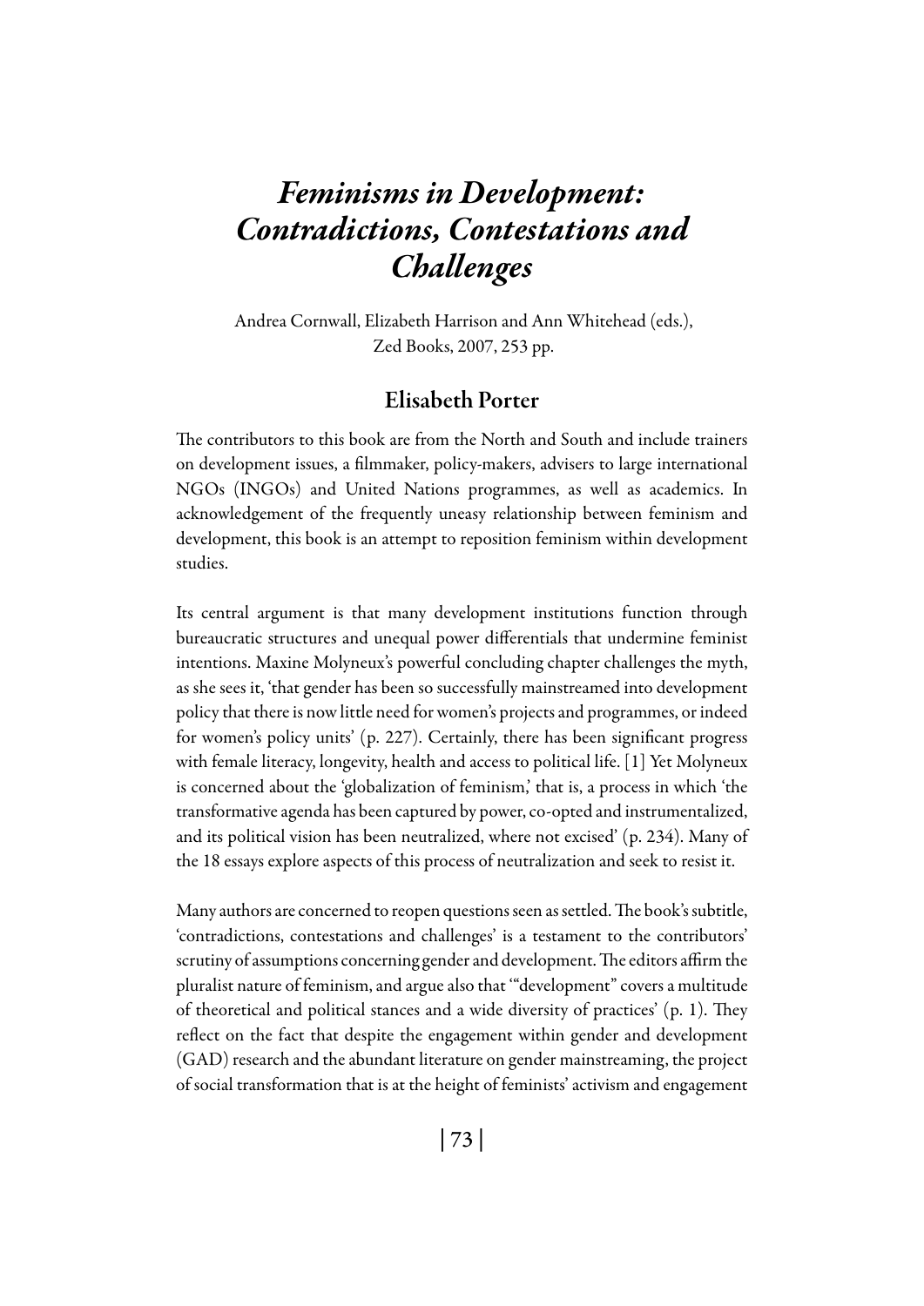# *Feminisms in Development: Contradictions, Contestations and Challenges*

Andrea Cornwall, Elizabeth Harrison and Ann Whitehead (eds.), Zed Books, 2007, 253 pp.

## Elisabeth Porter

The contributors to this book are from the North and South and include trainers on development issues, a filmmaker, policy-makers, advisers to large international NGOs (INGOs) and United Nations programmes, as well as academics. In acknowledgement of the frequently uneasy relationship between feminism and development, this book is an attempt to reposition feminism within development studies.

Its central argument is that many development institutions function through bureaucratic structures and unequal power differentials that undermine feminist intentions. Maxine Molyneux's powerful concluding chapter challenges the myth, as she sees it, 'that gender has been so successfully mainstreamed into development policy that there is now little need for women's projects and programmes, or indeed for women's policy units' (p. 227). Certainly, there has been significant progress with female literacy, longevity, health and access to political life. [1] Yet Molyneux is concerned about the 'globalization of feminism,' that is, a process in which 'the transformative agenda has been captured by power, co-opted and instrumentalized, and its political vision has been neutralized, where not excised' (p. 234). Many of the 18 essays explore aspects of this process of neutralization and seek to resist it.

Many authors are concerned to reopen questions seen as settled. The book's subtitle, 'contradictions, contestations and challenges' is a testament to the contributors' scrutiny of assumptions concerning gender and development. The editors affirm the pluralist nature of feminism, and argue also that '"development" covers a multitude of theoretical and political stances and a wide diversity of practices' (p. 1). They reflect on the fact that despite the engagement within gender and development (GAD) research and the abundant literature on gender mainstreaming, the project of social transformation that is at the height of feminists' activism and engagement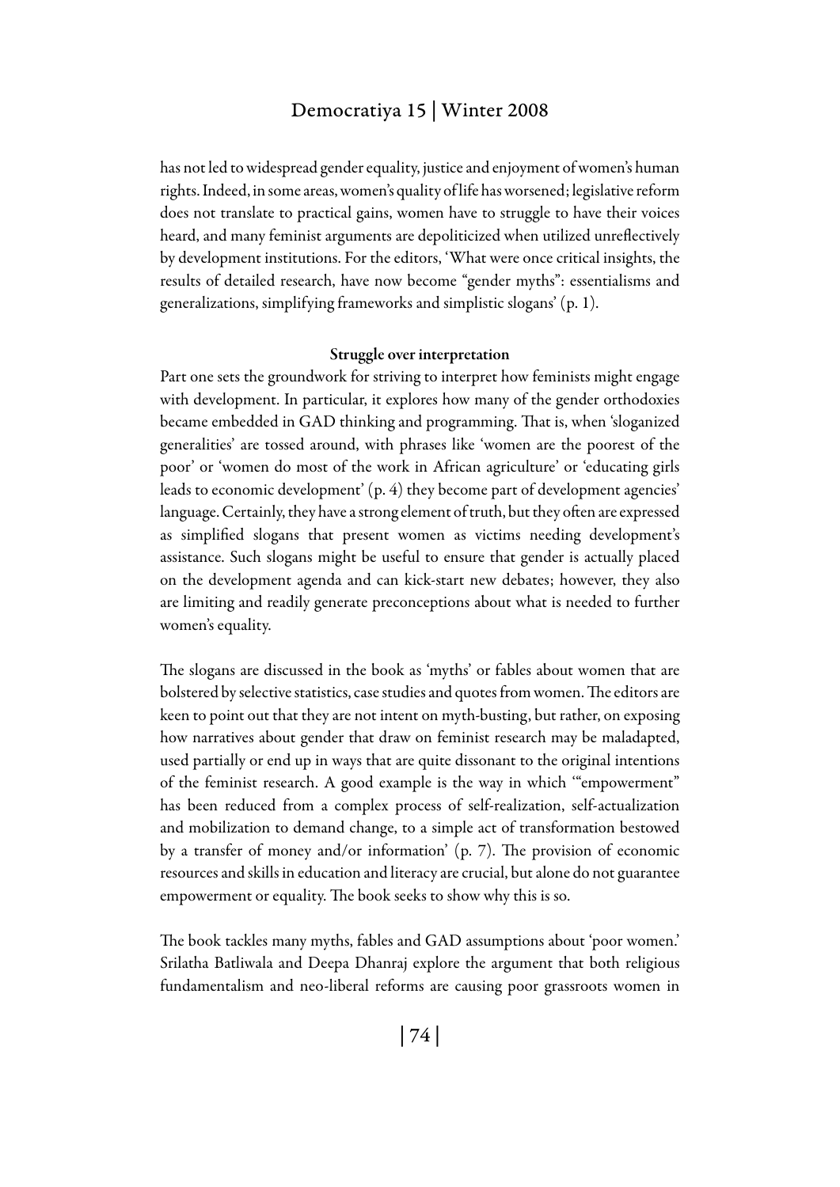has not led to widespread gender equality, justice and enjoyment of women's human rights. Indeed, in some areas, women's quality of life has worsened; legislative reform does not translate to practical gains, women have to struggle to have their voices heard, and many feminist arguments are depoliticized when utilized unreflectively by development institutions. For the editors, 'What were once critical insights, the results of detailed research, have now become "gender myths": essentialisms and generalizations, simplifying frameworks and simplistic slogans' (p. 1).

### Struggle over interpretation

Part one sets the groundwork for striving to interpret how feminists might engage with development. In particular, it explores how many of the gender orthodoxies became embedded in GAD thinking and programming. That is, when 'sloganized generalities' are tossed around, with phrases like 'women are the poorest of the poor' or 'women do most of the work in African agriculture' or 'educating girls leads to economic development' (p. 4) they become part of development agencies' language. Certainly, they have a strong element of truth, but they often are expressed as simplified slogans that present women as victims needing development's assistance. Such slogans might be useful to ensure that gender is actually placed on the development agenda and can kick-start new debates; however, they also are limiting and readily generate preconceptions about what is needed to further women's equality.

The slogans are discussed in the book as 'myths' or fables about women that are bolstered by selective statistics, case studies and quotes from women. The editors are keen to point out that they are not intent on myth-busting, but rather, on exposing how narratives about gender that draw on feminist research may be maladapted, used partially or end up in ways that are quite dissonant to the original intentions of the feminist research. A good example is the way in which '"empowerment" has been reduced from a complex process of self-realization, self-actualization and mobilization to demand change, to a simple act of transformation bestowed by a transfer of money and/or information' (p. 7). The provision of economic resources and skills in education and literacy are crucial, but alone do not guarantee empowerment or equality. The book seeks to show why this is so.

The book tackles many myths, fables and GAD assumptions about 'poor women.' Srilatha Batliwala and Deepa Dhanraj explore the argument that both religious fundamentalism and neo-liberal reforms are causing poor grassroots women in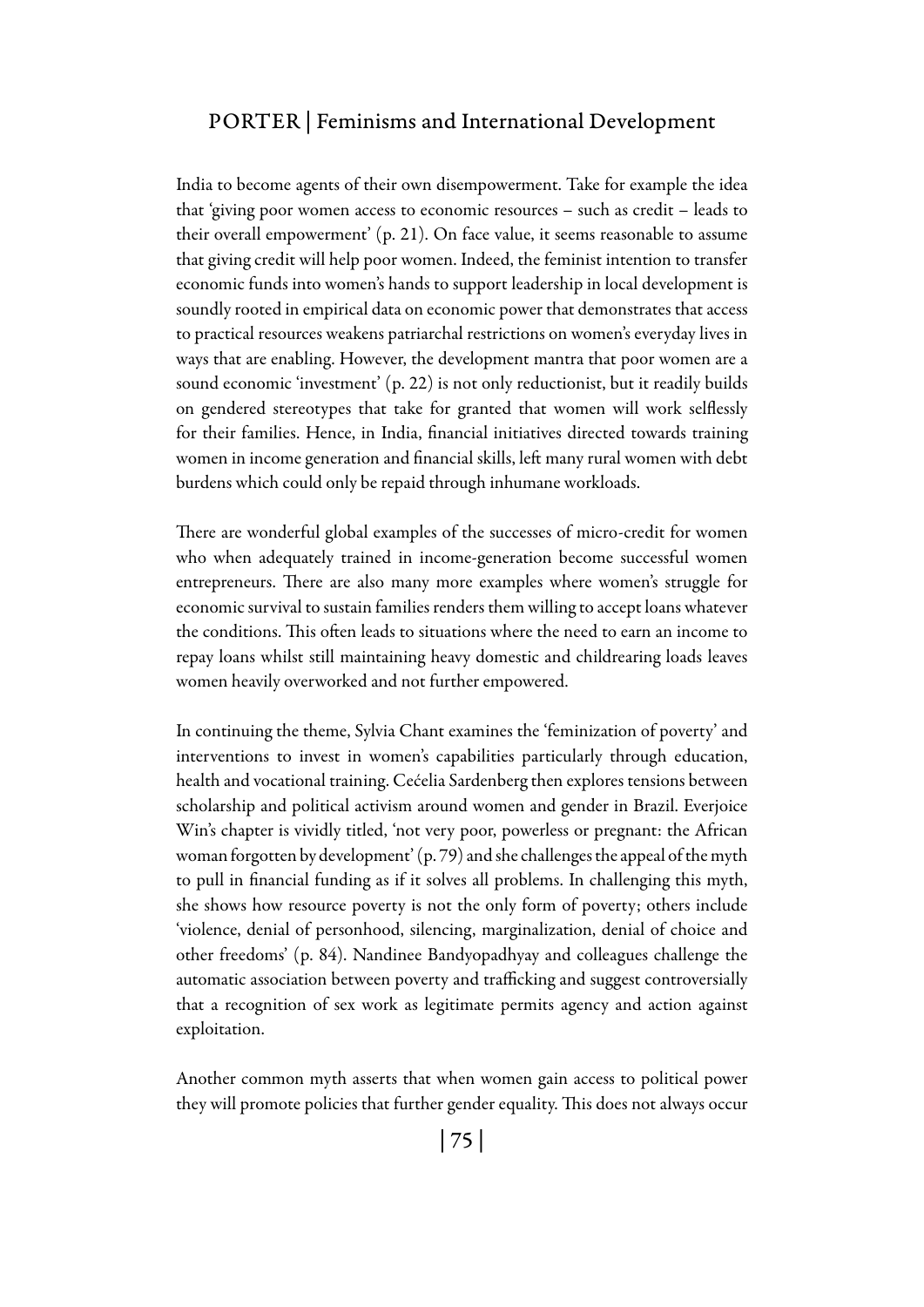India to become agents of their own disempowerment. Take for example the idea that 'giving poor women access to economic resources – such as credit – leads to their overall empowerment' (p. 21). On face value, it seems reasonable to assume that giving credit will help poor women. Indeed, the feminist intention to transfer economic funds into women's hands to support leadership in local development is soundly rooted in empirical data on economic power that demonstrates that access to practical resources weakens patriarchal restrictions on women's everyday lives in ways that are enabling. However, the development mantra that poor women are a sound economic 'investment' (p. 22) is not only reductionist, but it readily builds on gendered stereotypes that take for granted that women will work selflessly for their families. Hence, in India, financial initiatives directed towards training women in income generation and financial skills, left many rural women with debt burdens which could only be repaid through inhumane workloads.

There are wonderful global examples of the successes of micro-credit for women who when adequately trained in income-generation become successful women entrepreneurs. There are also many more examples where women's struggle for economic survival to sustain families renders them willing to accept loans whatever the conditions. This often leads to situations where the need to earn an income to repay loans whilst still maintaining heavy domestic and childrearing loads leaves women heavily overworked and not further empowered.

In continuing the theme, Sylvia Chant examines the 'feminization of poverty' and interventions to invest in women's capabilities particularly through education, health and vocational training. Cećelia Sardenberg then explores tensions between scholarship and political activism around women and gender in Brazil. Everjoice Win's chapter is vividly titled, 'not very poor, powerless or pregnant: the African woman forgotten by development' (p. 79) and she challenges the appeal of the myth to pull in financial funding as if it solves all problems. In challenging this myth, she shows how resource poverty is not the only form of poverty; others include 'violence, denial of personhood, silencing, marginalization, denial of choice and other freedoms' (p. 84). Nandinee Bandyopadhyay and colleagues challenge the automatic association between poverty and trafficking and suggest controversially that a recognition of sex work as legitimate permits agency and action against exploitation.

Another common myth asserts that when women gain access to political power they will promote policies that further gender equality. This does not always occur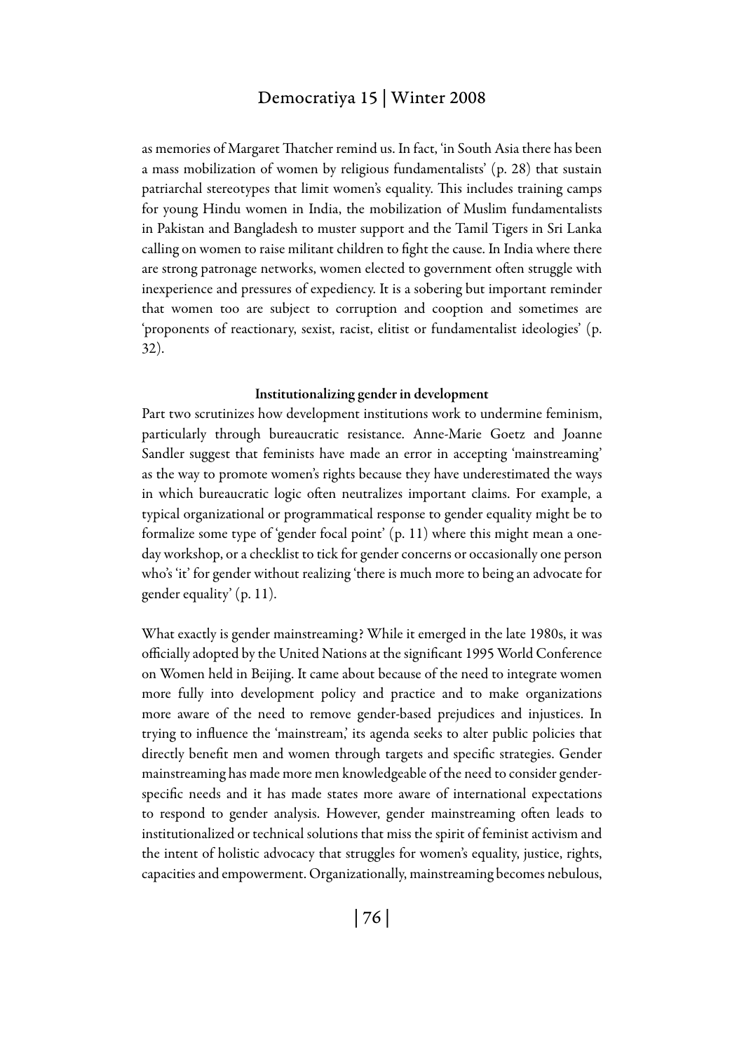as memories of Margaret Thatcher remind us. In fact, 'in South Asia there has been a mass mobilization of women by religious fundamentalists' (p. 28) that sustain patriarchal stereotypes that limit women's equality. This includes training camps for young Hindu women in India, the mobilization of Muslim fundamentalists in Pakistan and Bangladesh to muster support and the Tamil Tigers in Sri Lanka calling on women to raise militant children to fight the cause. In India where there are strong patronage networks, women elected to government often struggle with inexperience and pressures of expediency. It is a sobering but important reminder that women too are subject to corruption and cooption and sometimes are 'proponents of reactionary, sexist, racist, elitist or fundamentalist ideologies' (p. 32).

### Institutionalizing gender in development

Part two scrutinizes how development institutions work to undermine feminism, particularly through bureaucratic resistance. Anne-Marie Goetz and Joanne Sandler suggest that feminists have made an error in accepting 'mainstreaming' as the way to promote women's rights because they have underestimated the ways in which bureaucratic logic often neutralizes important claims. For example, a typical organizational or programmatical response to gender equality might be to formalize some type of 'gender focal point' (p. 11) where this might mean a one-day workshop, or a checklist to tick for gender concerns or occasionally one person who's 'it' for gender without realizing 'there is much more to being an advocate for gender equality' (p. 11).

What exactly is gender mainstreaming? While it emerged in the late 1980s, it was officially adopted by the United Nations at the significant 1995 World Conference on Women held in Beijing. It came about because of the need to integrate women more fully into development policy and practice and to make organizations more aware of the need to remove gender-based prejudices and injustices. In trying to influence the 'mainstream,' its agenda seeks to alter public policies that directly benefit men and women through targets and specific strategies. Gender mainstreaming has made more men knowledgeable of the need to consider gender-specific needs and it has made states more aware of international expectations to respond to gender analysis. However, gender mainstreaming often leads to institutionalized or technical solutions that miss the spirit of feminist activism and the intent of holistic advocacy that struggles for women's equality, justice, rights, capacities and empowerment. Organizationally, mainstreaming becomes nebulous,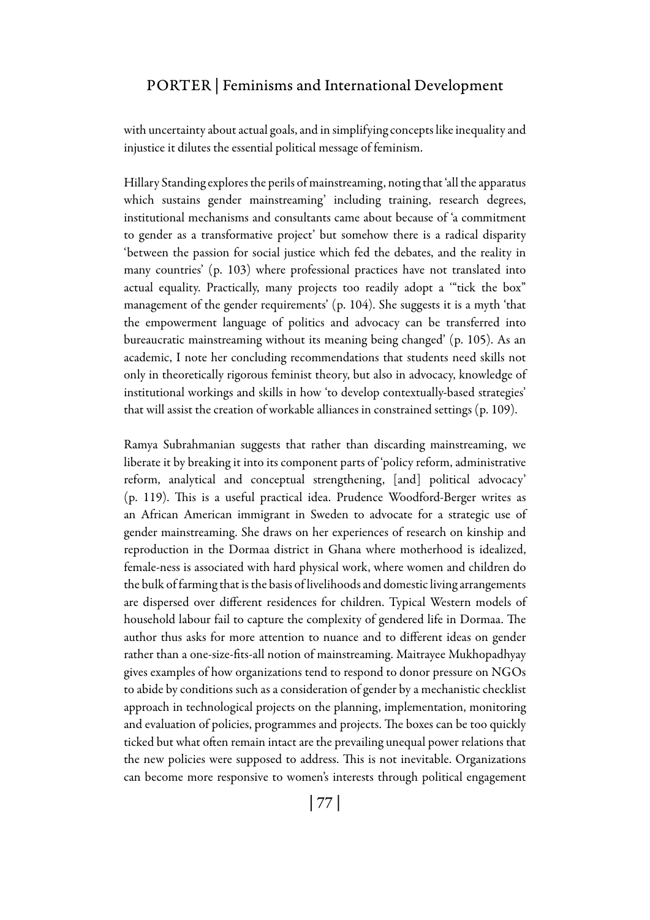with uncertainty about actual goals, and in simplifying concepts like inequality and injustice it dilutes the essential political message of feminism.

Hillary Standing explores the perils of mainstreaming, noting that 'all the apparatus which sustains gender mainstreaming' including training, research degrees, institutional mechanisms and consultants came about because of 'a commitment to gender as a transformative project' but somehow there is a radical disparity 'between the passion for social justice which fed the debates, and the reality in many countries' (p. 103) where professional practices have not translated into actual equality. Practically, many projects too readily adopt a '"tick the box" management of the gender requirements' (p. 104). She suggests it is a myth 'that the empowerment language of politics and advocacy can be transferred into bureaucratic mainstreaming without its meaning being changed' (p. 105). As an academic, I note her concluding recommendations that students need skills not only in theoretically rigorous feminist theory, but also in advocacy, knowledge of institutional workings and skills in how 'to develop contextually-based strategies' that will assist the creation of workable alliances in constrained settings (p. 109).

Ramya Subrahmanian suggests that rather than discarding mainstreaming, we liberate it by breaking it into its component parts of 'policy reform, administrative reform, analytical and conceptual strengthening, [and] political advocacy' (p. 119). This is a useful practical idea. Prudence Woodford-Berger writes as an African American immigrant in Sweden to advocate for a strategic use of gender mainstreaming. She draws on her experiences of research on kinship and reproduction in the Dormaa district in Ghana where motherhood is idealized, female-ness is associated with hard physical work, where women and children do the bulk of farming that is the basis of livelihoods and domestic living arrangements are dispersed over different residences for children. Typical Western models of household labour fail to capture the complexity of gendered life in Dormaa. The author thus asks for more attention to nuance and to different ideas on gender rather than a one-size-fits-all notion of mainstreaming. Maitrayee Mukhopadhyay gives examples of how organizations tend to respond to donor pressure on NGOs to abide by conditions such as a consideration of gender by a mechanistic checklist approach in technological projects on the planning, implementation, monitoring and evaluation of policies, programmes and projects. The boxes can be too quickly ticked but what often remain intact are the prevailing unequal power relations that the new policies were supposed to address. This is not inevitable. Organizations can become more responsive to women's interests through political engagement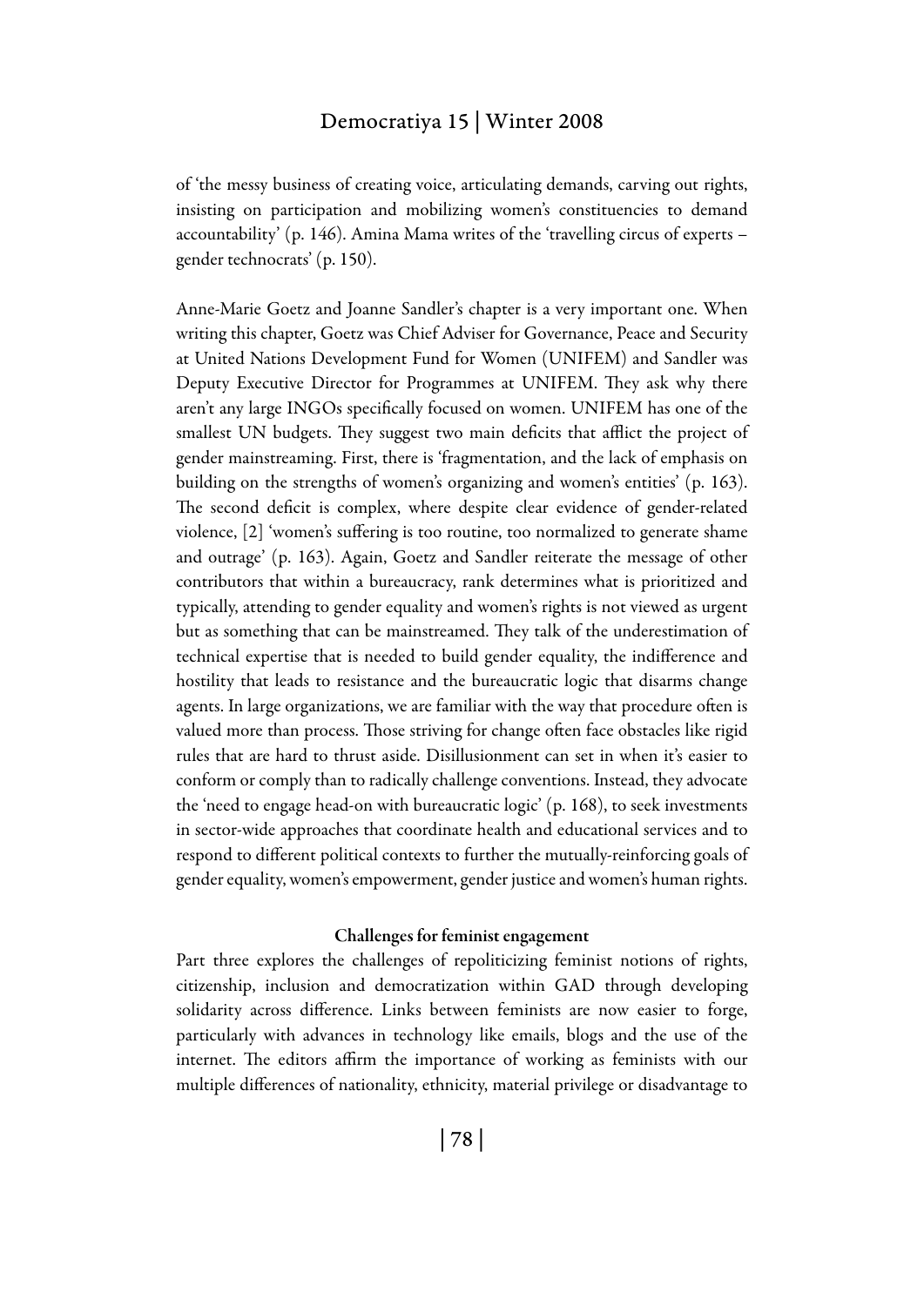of 'the messy business of creating voice, articulating demands, carving out rights, insisting on participation and mobilizing women's constituencies to demand accountability' (p. 146). Amina Mama writes of the 'travelling circus of experts – gender technocrats' (p. 150).

Anne-Marie Goetz and Joanne Sandler's chapter is a very important one. When writing this chapter, Goetz was Chief Adviser for Governance, Peace and Security at United Nations Development Fund for Women (UNIFEM) and Sandler was Deputy Executive Director for Programmes at UNIFEM. They ask why there aren't any large INGOs specifically focused on women. UNIFEM has one of the smallest UN budgets. They suggest two main deficits that afflict the project of gender mainstreaming. First, there is 'fragmentation, and the lack of emphasis on building on the strengths of women's organizing and women's entities' (p. 163). The second deficit is complex, where despite clear evidence of gender-related violence, [2] 'women's suffering is too routine, too normalized to generate shame and outrage' (p. 163). Again, Goetz and Sandler reiterate the message of other contributors that within a bureaucracy, rank determines what is prioritized and typically, attending to gender equality and women's rights is not viewed as urgent but as something that can be mainstreamed. They talk of the underestimation of technical expertise that is needed to build gender equality, the indifference and hostility that leads to resistance and the bureaucratic logic that disarms change agents. In large organizations, we are familiar with the way that procedure often is valued more than process. Those striving for change often face obstacles like rigid rules that are hard to thrust aside. Disillusionment can set in when it's easier to conform or comply than to radically challenge conventions. Instead, they advocate the 'need to engage head-on with bureaucratic logic' (p. 168), to seek investments in sector-wide approaches that coordinate health and educational services and to respond to different political contexts to further the mutually-reinforcing goals of gender equality, women's empowerment, gender justice and women's human rights.

### Challenges for feminist engagement

Part three explores the challenges of repoliticizing feminist notions of rights, citizenship, inclusion and democratization within GAD through developing solidarity across difference. Links between feminists are now easier to forge, particularly with advances in technology like emails, blogs and the use of the internet. The editors affirm the importance of working as feminists with our multiple differences of nationality, ethnicity, material privilege or disadvantage to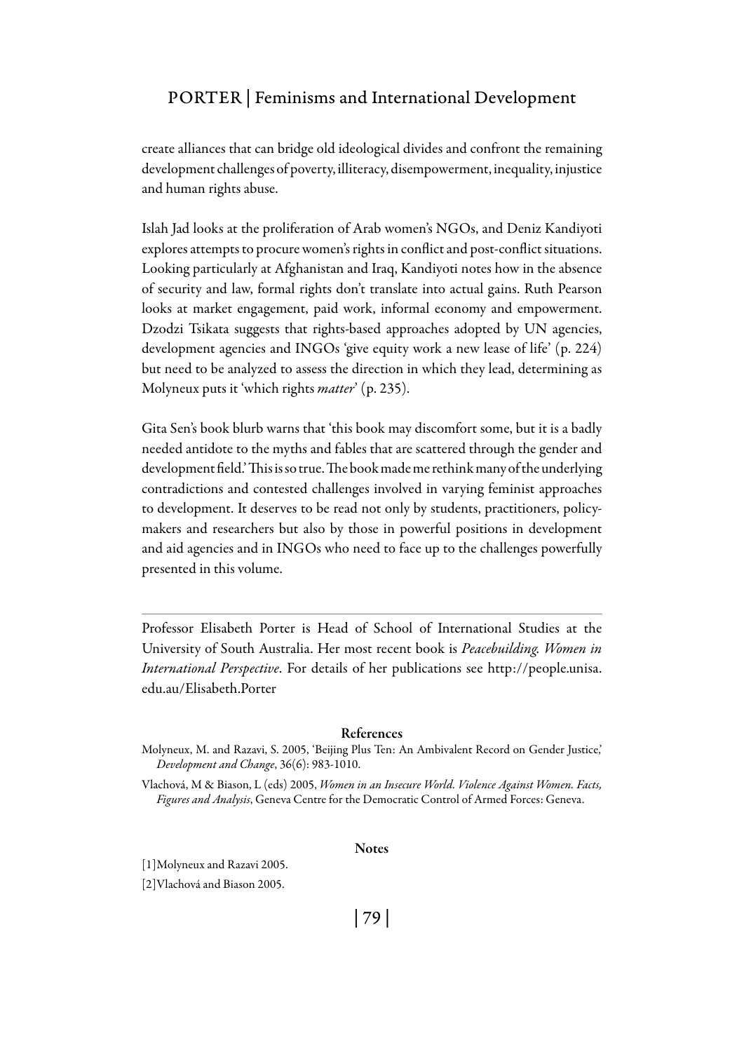create alliances that can bridge old ideological divides and confront the remaining development challenges of poverty, illiteracy, disempowerment, inequality, injustice and human rights abuse.

Islah Jad looks at the proliferation of Arab women's NGOs, and Deniz Kandiyoti explores attempts to procure women's rights in conflict and post-conflict situations. Looking particularly at Afghanistan and Iraq, Kandiyoti notes how in the absence of security and law, formal rights don't translate into actual gains. Ruth Pearson looks at market engagement, paid work, informal economy and empowerment. Dzodzi Tsikata suggests that rights-based approaches adopted by UN agencies, development agencies and INGOs 'give equity work a new lease of life' (p. 224) but need to be analyzed to assess the direction in which they lead, determining as Molyneux puts it 'which rights *matter*' (p. 235).

Gita Sen's book blurb warns that 'this book may discomfort some, but it is a badly needed antidote to the myths and fables that are scattered through the gender and development field.' This is so true. The book made me rethink many of the underlying contradictions and contested challenges involved in varying feminist approaches to development. It deserves to be read not only by students, practitioners, policy-makers and researchers but also by those in powerful positions in development and aid agencies and in INGOs who need to face up to the challenges powerfully presented in this volume.

---

Professor Elisabeth Porter is Head of School of International Studies at the University of South Australia. Her most recent book is *Peacebuilding. Women in International Perspective*. For details of her publications see http://people.unisa.edu.au/Elisabeth.Porter

## References

Molyneux, M. and Razavi, S. 2005, 'Beijing Plus Ten: An Ambivalent Record on Gender Justice,' *Development and Change*, 36(6): 983-1010.

Vlachová, M & Biason, L (eds) 2005, *Women in an Insecure World. Violence Against Women. Facts, Figures and Analysis*, Geneva Centre for the Democratic Control of Armed Forces: Geneva.

## Notes

[1] Molyneux and Razavi 2005.

[2] Vlachová and Biason 2005.